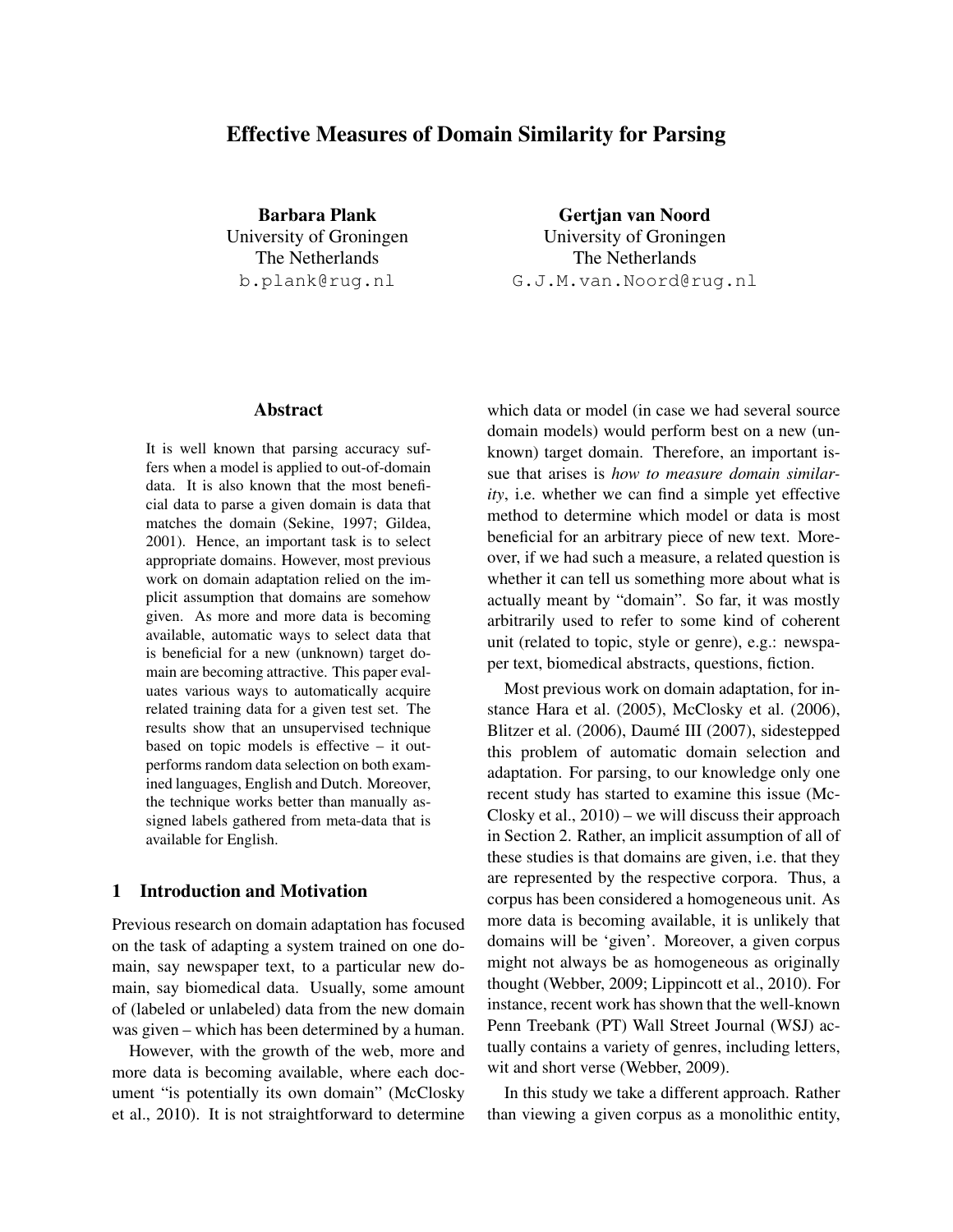# Effective Measures of Domain Similarity for Parsing

**Barbara Plank**
University of Groningen
The Netherlands
b.plank@rug.nl

**Gertjan van Noord**
University of Groningen
The Netherlands
G.J.M.van.Noord@rug.nl

## Abstract

It is well known that parsing accuracy suffers when a model is applied to out-of-domain data. It is also known that the most beneficial data to parse a given domain is data that matches the domain (Sekine, 1997; Gildea, 2001). Hence, an important task is to select appropriate domains. However, most previous work on domain adaptation relied on the implicit assumption that domains are somehow given. As more and more data is becoming available, automatic ways to select data that is beneficial for a new (unknown) target domain are becoming attractive. This paper evaluates various ways to automatically acquire related training data for a given test set. The results show that an unsupervised technique based on topic models is effective – it outperforms random data selection on both examined languages, English and Dutch. Moreover, the technique works better than manually assigned labels gathered from meta-data that is available for English.

## 1 Introduction and Motivation

Previous research on domain adaptation has focused on the task of adapting a system trained on one domain, say newspaper text, to a particular new domain, say biomedical data. Usually, some amount of (labeled or unlabeled) data from the new domain was given – which has been determined by a human.

However, with the growth of the web, more and more data is becoming available, where each document "is potentially its own domain" (McClosky et al., 2010). It is not straightforward to determine which data or model (in case we had several source domain models) would perform best on a new (unknown) target domain. Therefore, an important issue that arises is *how to measure domain similarity*, i.e. whether we can find a simple yet effective method to determine which model or data is most beneficial for an arbitrary piece of new text. Moreover, if we had such a measure, a related question is whether it can tell us something more about what is actually meant by "domain". So far, it was mostly arbitrarily used to refer to some kind of coherent unit (related to topic, style or genre), e.g.: newspaper text, biomedical abstracts, questions, fiction.

Most previous work on domain adaptation, for instance Hara et al. (2005), McClosky et al. (2006), Blitzer et al. (2006), Daumé III (2007), sidestepped this problem of automatic domain selection and adaptation. For parsing, to our knowledge only one recent study has started to examine this issue (McClosky et al., 2010) – we will discuss their approach in Section 2. Rather, an implicit assumption of all of these studies is that domains are given, i.e. that they are represented by the respective corpora. Thus, a corpus has been considered a homogeneous unit. As more data is becoming available, it is unlikely that domains will be 'given'. Moreover, a given corpus might not always be as homogeneous as originally thought (Webber, 2009; Lippincott et al., 2010). For instance, recent work has shown that the well-known Penn Treebank (PT) Wall Street Journal (WSJ) actually contains a variety of genres, including letters, wit and short verse (Webber, 2009).

In this study we take a different approach. Rather than viewing a given corpus as a monolithic entity,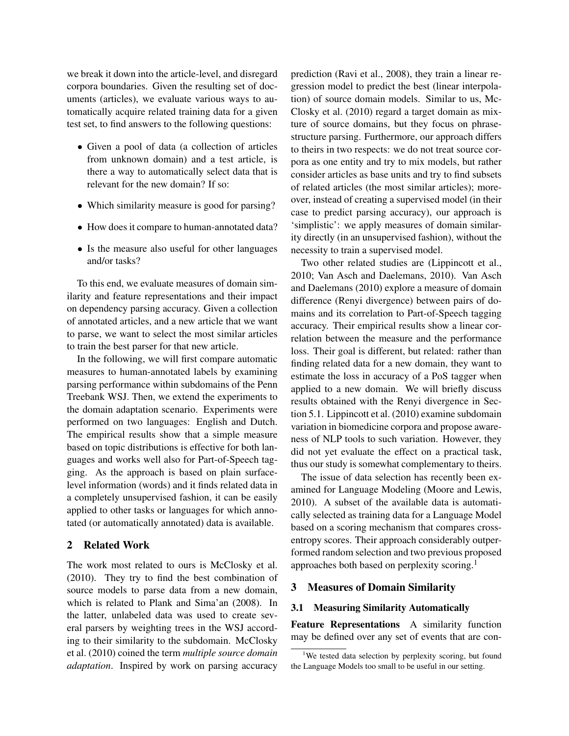we break it down into the article-level, and disregard corpora boundaries. Given the resulting set of documents (articles), we evaluate various ways to automatically acquire related training data for a given test set, to find answers to the following questions:

- Given a pool of data (a collection of articles from unknown domain) and a test article, is there a way to automatically select data that is relevant for the new domain? If so:
- Which similarity measure is good for parsing?
- How does it compare to human-annotated data?
- Is the measure also useful for other languages and/or tasks?

To this end, we evaluate measures of domain similarity and feature representations and their impact on dependency parsing accuracy. Given a collection of annotated articles, and a new article that we want to parse, we want to select the most similar articles to train the best parser for that new article.

In the following, we will first compare automatic measures to human-annotated labels by examining parsing performance within subdomains of the Penn Treebank WSJ. Then, we extend the experiments to the domain adaptation scenario. Experiments were performed on two languages: English and Dutch. The empirical results show that a simple measure based on topic distributions is effective for both languages and works well also for Part-of-Speech tagging. As the approach is based on plain surface-level information (words) and it finds related data in a completely unsupervised fashion, it can be easily applied to other tasks or languages for which annotated (or automatically annotated) data is available.

## 2 Related Work

The work most related to ours is McClosky et al. (2010). They try to find the best combination of source models to parse data from a new domain, which is related to Plank and Sima'an (2008). In the latter, unlabeled data was used to create several parsers by weighting trees in the WSJ according to their similarity to the subdomain. McClosky et al. (2010) coined the term *multiple source domain adaptation*. Inspired by work on parsing accuracy prediction (Ravi et al., 2008), they train a linear regression model to predict the best (linear interpolation) of source domain models. Similar to us, McClosky et al. (2010) regard a target domain as mixture of source domains, but they focus on phrase-structure parsing. Furthermore, our approach differs to theirs in two respects: we do not treat source corpora as one entity and try to mix models, but rather consider articles as base units and try to find subsets of related articles (the most similar articles); moreover, instead of creating a supervised model (in their case to predict parsing accuracy), our approach is 'simplistic': we apply measures of domain similarity directly (in an unsupervised fashion), without the necessity to train a supervised model.

Two other related studies are (Lippincott et al., 2010; Van Asch and Daelemans, 2010). Van Asch and Daelemans (2010) explore a measure of domain difference (Renyi divergence) between pairs of domains and its correlation to Part-of-Speech tagging accuracy. Their empirical results show a linear correlation between the measure and the performance loss. Their goal is different, but related: rather than finding related data for a new domain, they want to estimate the loss in accuracy of a PoS tagger when applied to a new domain. We will briefly discuss results obtained with the Renyi divergence in Section 5.1. Lippincott et al. (2010) examine subdomain variation in biomedicine corpora and propose awareness of NLP tools to such variation. However, they did not yet evaluate the effect on a practical task, thus our study is somewhat complementary to theirs.

The issue of data selection has recently been examined for Language Modeling (Moore and Lewis, 2010). A subset of the available data is automatically selected as training data for a Language Model based on a scoring mechanism that compares cross-entropy scores. Their approach considerably outperformed random selection and two previous proposed approaches both based on perplexity scoring.[1]

## 3 Measures of Domain Similarity

### 3.1 Measuring Similarity Automatically

**Feature Representations** A similarity function may be defined over any set of events that are con-

[1] We tested data selection by perplexity scoring, but found the Language Models too small to be useful in our setting.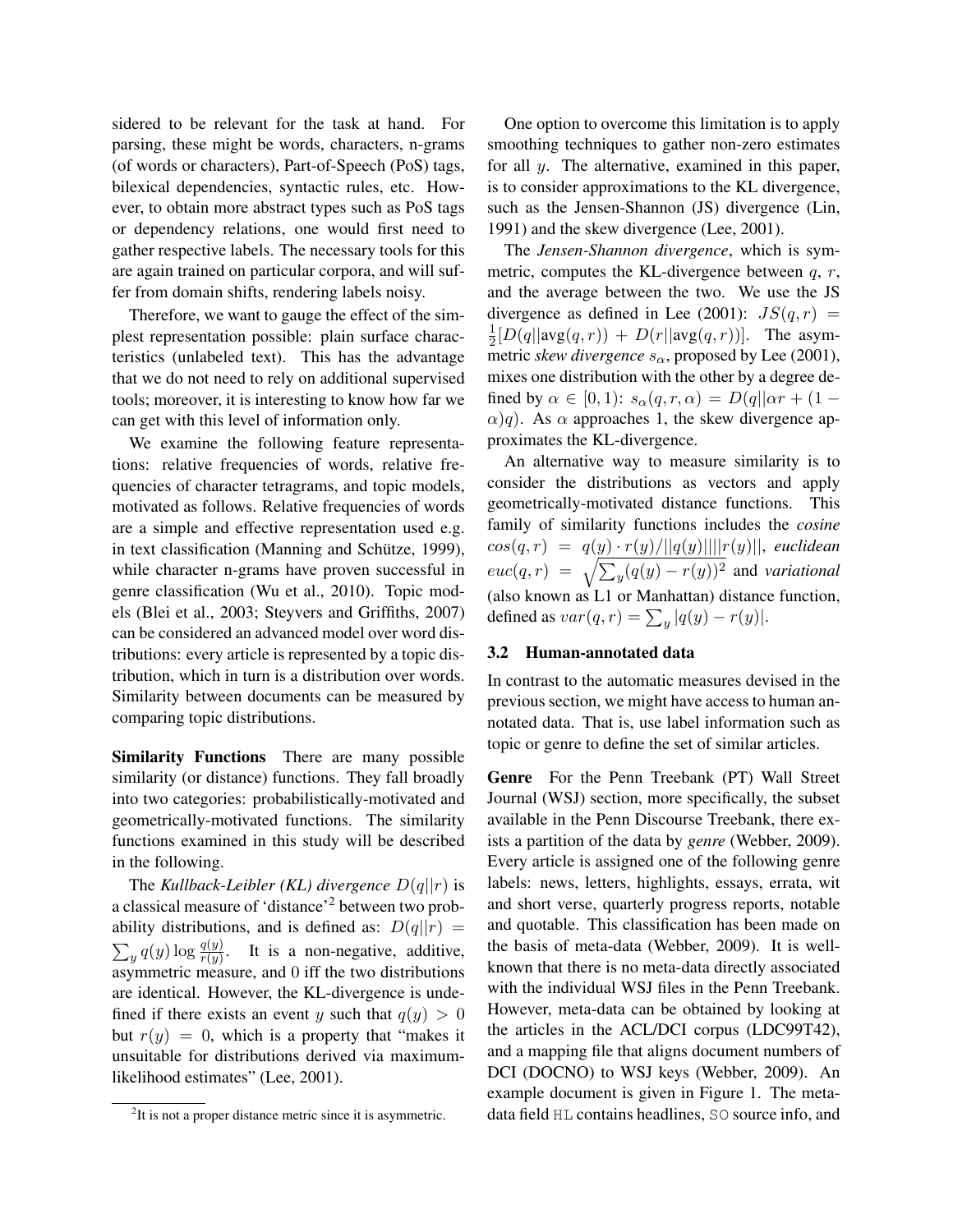sidered to be relevant for the task at hand. For parsing, these might be words, characters, n-grams (of words or characters), Part-of-Speech (PoS) tags, bilexical dependencies, syntactic rules, etc. However, to obtain more abstract types such as PoS tags or dependency relations, one would first need to gather respective labels. The necessary tools for this are again trained on particular corpora, and will suffer from domain shifts, rendering labels noisy.

Therefore, we want to gauge the effect of the simplest representation possible: plain surface characteristics (unlabeled text). This has the advantage that we do not need to rely on additional supervised tools; moreover, it is interesting to know how far we can get with this level of information only.

We examine the following feature representations: relative frequencies of words, relative frequencies of character tetragrams, and topic models, motivated as follows. Relative frequencies of words are a simple and effective representation used e.g. in text classification (Manning and Schütze, 1999), while character n-grams have proven successful in genre classification (Wu et al., 2010). Topic models (Blei et al., 2003; Steyvers and Griffiths, 2007) can be considered an advanced model over word distributions: every article is represented by a topic distribution, which in turn is a distribution over words. Similarity between documents can be measured by comparing topic distributions.

**Similarity Functions** There are many possible similarity (or distance) functions. They fall broadly into two categories: probabilistically-motivated and geometrically-motivated functions. The similarity functions examined in this study will be described in the following.

The *Kullback-Leibler (KL) divergence* $D(q||r)$ is a classical measure of 'distance'[2] between two probability distributions, and is defined as: $D(q||r) = \sum_y q(y) \log \frac{q(y)}{r(y)}$. It is a non-negative, additive, asymmetric measure, and 0 iff the two distributions are identical. However, the KL-divergence is undefined if there exists an event $y$ such that $q(y) > 0$ but $r(y) = 0$, which is a property that "makes it unsuitable for distributions derived via maximum-likelihood estimates" (Lee, 2001).

[2] It is not a proper distance metric since it is asymmetric.

One option to overcome this limitation is to apply smoothing techniques to gather non-zero estimates for all $y$. The alternative, examined in this paper, is to consider approximations to the KL divergence, such as the Jensen-Shannon (JS) divergence (Lin, 1991) and the skew divergence (Lee, 2001).

The *Jensen-Shannon divergence*, which is symmetric, computes the KL-divergence between $q$, $r$, and the average between the two. We use the JS divergence as defined in Lee (2001): $JS(q, r) = \frac{1}{2}[D(q||\text{avg}(q, r)) + D(r||\text{avg}(q, r))]$. The asymmetric *skew divergence* $s_\alpha$, proposed by Lee (2001), mixes one distribution with the other by a degree defined by $\alpha \in [0, 1)$: $s_\alpha(q, r, \alpha) = D(q||\alpha r + (1 - \alpha)q)$. As $\alpha$ approaches 1, the skew divergence approximates the KL-divergence.

An alternative way to measure similarity is to consider the distributions as vectors and apply geometrically-motivated distance functions. This family of similarity functions includes the *cosine* $cos(q, r) = q(y) \cdot r(y)/||q(y)||||r(y)||$, *euclidean* $euc(q, r) = \sqrt{\sum_y (q(y) - r(y))^2}$ and *variational* (also known as L1 or Manhattan) distance function, defined as $var(q, r) = \sum_y |q(y) - r(y)|$.

### 3.2 Human-annotated data

In contrast to the automatic measures devised in the previous section, we might have access to human annotated data. That is, use label information such as topic or genre to define the set of similar articles.

**Genre** For the Penn Treebank (PT) Wall Street Journal (WSJ) section, more specifically, the subset available in the Penn Discourse Treebank, there exists a partition of the data by *genre* (Webber, 2009). Every article is assigned one of the following genre labels: news, letters, highlights, essays, errata, wit and short verse, quarterly progress reports, notable and quotable. This classification has been made on the basis of meta-data (Webber, 2009). It is well-known that there is no meta-data directly associated with the individual WSJ files in the Penn Treebank. However, meta-data can be obtained by looking at the articles in the ACL/DCI corpus (LDC99T42), and a mapping file that aligns document numbers of DCI (DOCNO) to WSJ keys (Webber, 2009). An example document is given in Figure 1. The meta-data field `HL` contains headlines, `SO` source info, and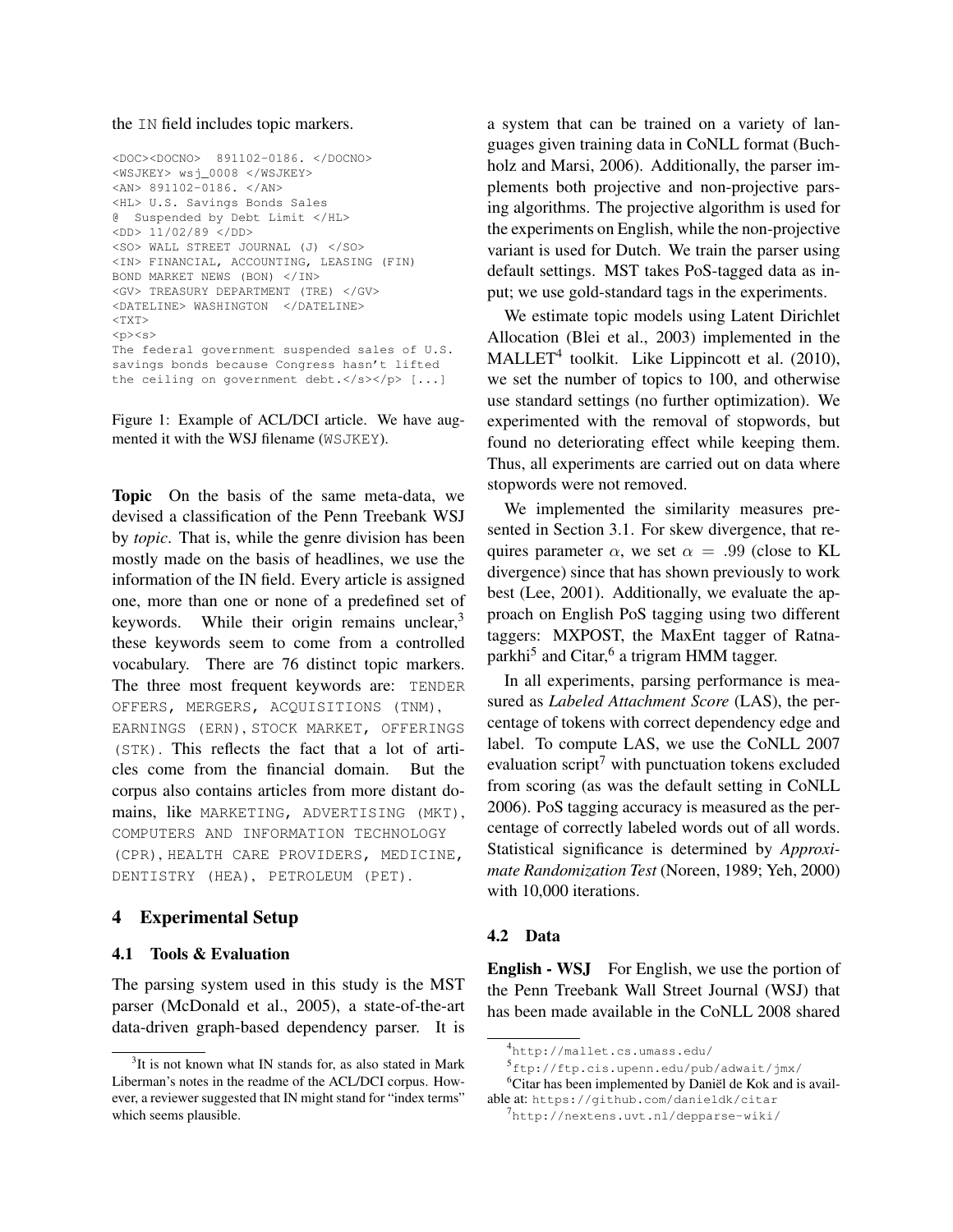the IN field includes topic markers.

```
<DOC><DOCNO>  891102-0186. </DOCNO>
<WSJKEY> wsj_0008 </WSJKEY>
<AN> 891102-0186. </AN>
<HL> U.S. Savings Bonds Sales
@  Suspended by Debt Limit </HL>
<DD> 11/02/89 </DD>
<SO> WALL STREET JOURNAL (J) </SO>
<IN> FINANCIAL, ACCOUNTING, LEASING (FIN)
BOND MARKET NEWS (BON) </IN>
<GV> TREASURY DEPARTMENT (TRE) </GV>
<DATELINE> WASHINGTON  </DATELINE>
<TXT>
<p><s>
The federal government suspended sales of U.S.
savings bonds because Congress hasn't lifted
the ceiling on government debt.</s></p> [...]
```

Figure 1: Example of ACL/DCI article. We have augmented it with the WSJ filename (WSJKEY).

**Topic** On the basis of the same meta-data, we devised a classification of the Penn Treebank WSJ by *topic*. That is, while the genre division has been mostly made on the basis of headlines, we use the information of the IN field. Every article is assigned one, more than one or none of a predefined set of keywords. While their origin remains unclear,[3] these keywords seem to come from a controlled vocabulary. There are 76 distinct topic markers. The three most frequent keywords are: TENDER OFFERS, MERGERS, ACQUISITIONS (TNM), EARNINGS (ERN), STOCK MARKET, OFFERINGS (STK). This reflects the fact that a lot of articles come from the financial domain. But the corpus also contains articles from more distant domains, like MARKETING, ADVERTISING (MKT), COMPUTERS AND INFORMATION TECHNOLOGY (CPR), HEALTH CARE PROVIDERS, MEDICINE, DENTISTRY (HEA), PETROLEUM (PET).

## 4 Experimental Setup

### 4.1 Tools & Evaluation

The parsing system used in this study is the MST parser (McDonald et al., 2005), a state-of-the-art data-driven graph-based dependency parser. It is a system that can be trained on a variety of languages given training data in CoNLL format (Buchholz and Marsi, 2006). Additionally, the parser implements both projective and non-projective parsing algorithms. The projective algorithm is used for the experiments on English, while the non-projective variant is used for Dutch. We train the parser using default settings. MST takes PoS-tagged data as input; we use gold-standard tags in the experiments.

We estimate topic models using Latent Dirichlet Allocation (Blei et al., 2003) implemented in the MALLET[4] toolkit. Like Lippincott et al. (2010), we set the number of topics to 100, and otherwise use standard settings (no further optimization). We experimented with the removal of stopwords, but found no deteriorating effect while keeping them. Thus, all experiments are carried out on data where stopwords were not removed.

We implemented the similarity measures presented in Section 3.1. For skew divergence, that requires parameter $\alpha$, we set $\alpha = .99$ (close to KL divergence) since that has shown previously to work best (Lee, 2001). Additionally, we evaluate the approach on English PoS tagging using two different taggers: MXPOST, the MaxEnt tagger of Ratnaparkhi[5] and Citar,[6] a trigram HMM tagger.

In all experiments, parsing performance is measured as *Labeled Attachment Score* (LAS), the percentage of tokens with correct dependency edge and label. To compute LAS, we use the CoNLL 2007 evaluation script[7] with punctuation tokens excluded from scoring (as was the default setting in CoNLL 2006). PoS tagging accuracy is measured as the percentage of correctly labeled words out of all words. Statistical significance is determined by *Approximate Randomization Test* (Noreen, 1989; Yeh, 2000) with 10,000 iterations.

### 4.2 Data

**English - WSJ** For English, we use the portion of the Penn Treebank Wall Street Journal (WSJ) that has been made available in the CoNLL 2008 shared

[3] It is not known what IN stands for, as also stated in Mark Liberman's notes in the readme of the ACL/DCI corpus. However, a reviewer suggested that IN might stand for "index terms" which seems plausible.

[4] http://mallet.cs.umass.edu/

[5] ftp://ftp.cis.upenn.edu/pub/adwait/jmx/

[6] Citar has been implemented by Daniël de Kok and is available at: https://github.com/danieldk/citar

[7] http://nextens.uvt.nl/depparse-wiki/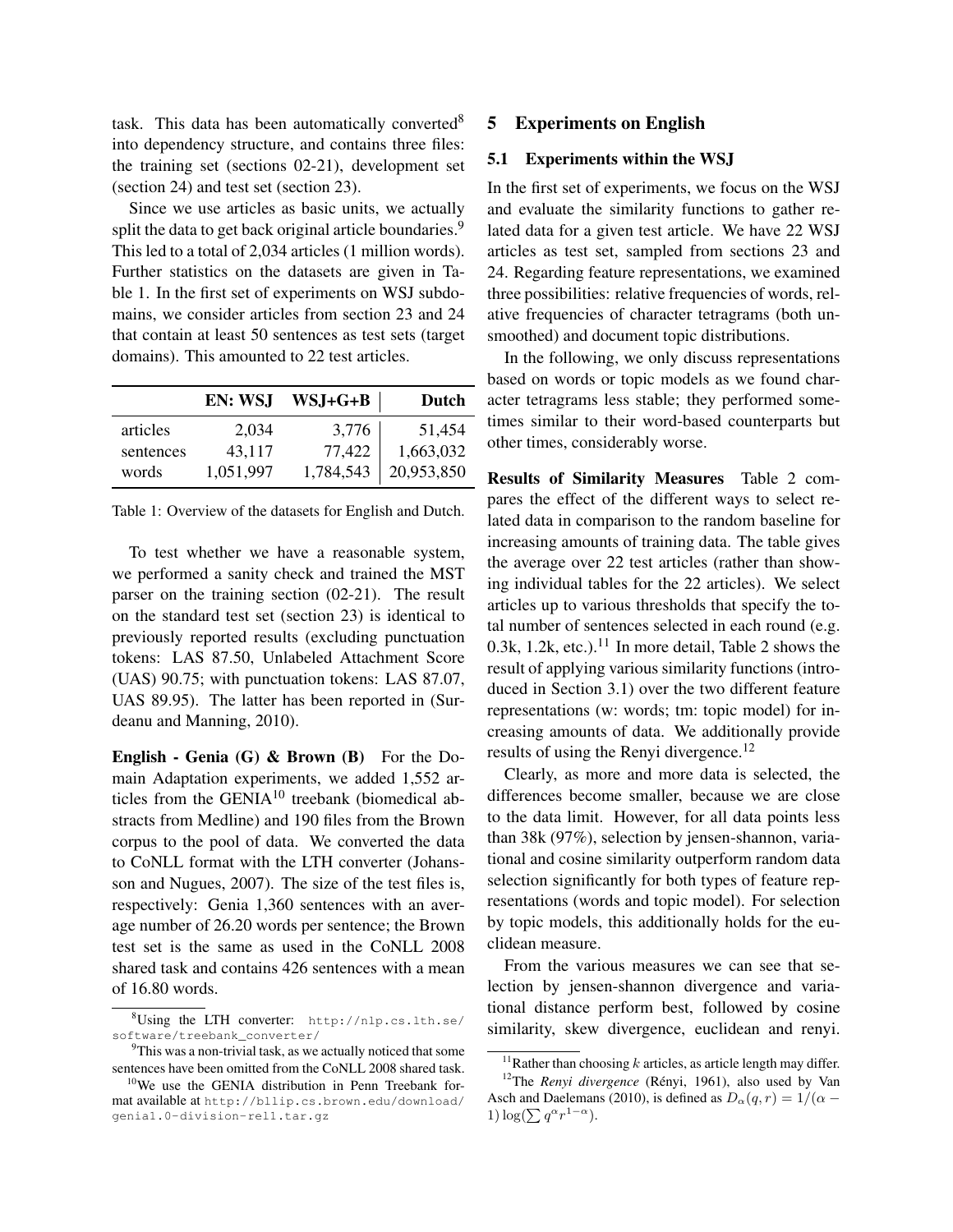task. This data has been automatically converted[8] into dependency structure, and contains three files: the training set (sections 02-21), development set (section 24) and test set (section 23).

Since we use articles as basic units, we actually split the data to get back original article boundaries.[9] This led to a total of 2,034 articles (1 million words). Further statistics on the datasets are given in Table 1. In the first set of experiments on WSJ subdomains, we consider articles from section 23 and 24 that contain at least 50 sentences as test sets (target domains). This amounted to 22 test articles.

| | EN: WSJ | WSJ+G+B | Dutch |
|---|---|---|---|
| articles | 2,034 | 3,776 | 51,454 |
| sentences | 43,117 | 77,422 | 1,663,032 |
| words | 1,051,997 | 1,784,543 | 20,953,850 |

Table 1: Overview of the datasets for English and Dutch.

To test whether we have a reasonable system, we performed a sanity check and trained the MST parser on the training section (02-21). The result on the standard test set (section 23) is identical to previously reported results (excluding punctuation tokens: LAS 87.50, Unlabeled Attachment Score (UAS) 90.75; with punctuation tokens: LAS 87.07, UAS 89.95). The latter has been reported in (Surdeanu and Manning, 2010).

**English - Genia (G) & Brown (B)** For the Domain Adaptation experiments, we added 1,552 articles from the GENIA[10] treebank (biomedical abstracts from Medline) and 190 files from the Brown corpus to the pool of data. We converted the data to CoNLL format with the LTH converter (Johansson and Nugues, 2007). The size of the test files is, respectively: Genia 1,360 sentences with an average number of 26.20 words per sentence; the Brown test set is the same as used in the CoNLL 2008 shared task and contains 426 sentences with a mean of 16.80 words.

## 5 Experiments on English

### 5.1 Experiments within the WSJ

In the first set of experiments, we focus on the WSJ and evaluate the similarity functions to gather related data for a given test article. We have 22 WSJ articles as test set, sampled from sections 23 and 24. Regarding feature representations, we examined three possibilities: relative frequencies of words, relative frequencies of character tetragrams (both unsmoothed) and document topic distributions.

In the following, we only discuss representations based on words or topic models as we found character tetragrams less stable; they performed sometimes similar to their word-based counterparts but other times, considerably worse.

**Results of Similarity Measures** Table 2 compares the effect of the different ways to select related data in comparison to the random baseline for increasing amounts of training data. The table gives the average over 22 test articles (rather than showing individual tables for the 22 articles). We select articles up to various thresholds that specify the total number of sentences selected in each round (e.g. 0.3k, 1.2k, etc.).[11] In more detail, Table 2 shows the result of applying various similarity functions (introduced in Section 3.1) over the two different feature representations (w: words; tm: topic model) for increasing amounts of data. We additionally provide results of using the Renyi divergence.[12]

Clearly, as more and more data is selected, the differences become smaller, because we are close to the data limit. However, for all data points less than 38k (97%), selection by jensen-shannon, variational and cosine similarity outperform random data selection significantly for both types of feature representations (words and topic model). For selection by topic models, this additionally holds for the euclidean measure.

From the various measures we can see that selection by jensen-shannon divergence and variational distance perform best, followed by cosine similarity, skew divergence, euclidean and renyi.

[8] Using the LTH converter: http://nlp.cs.lth.se/software/treebank_converter/

[9] This was a non-trivial task, as we actually noticed that some sentences have been omitted from the CoNLL 2008 shared task.

[10] We use the GENIA distribution in Penn Treebank format available at http://bllip.cs.brown.edu/download/genia1.0-division-rel1.tar.gz

[11] Rather than choosing $k$ articles, as article length may differ.

[12] The *Renyi divergence* (Rényi, 1961), also used by Van Asch and Daelemans (2010), is defined as $D_\alpha(q, r) = 1/(\alpha - 1) \log(\sum q^\alpha r^{1-\alpha})$.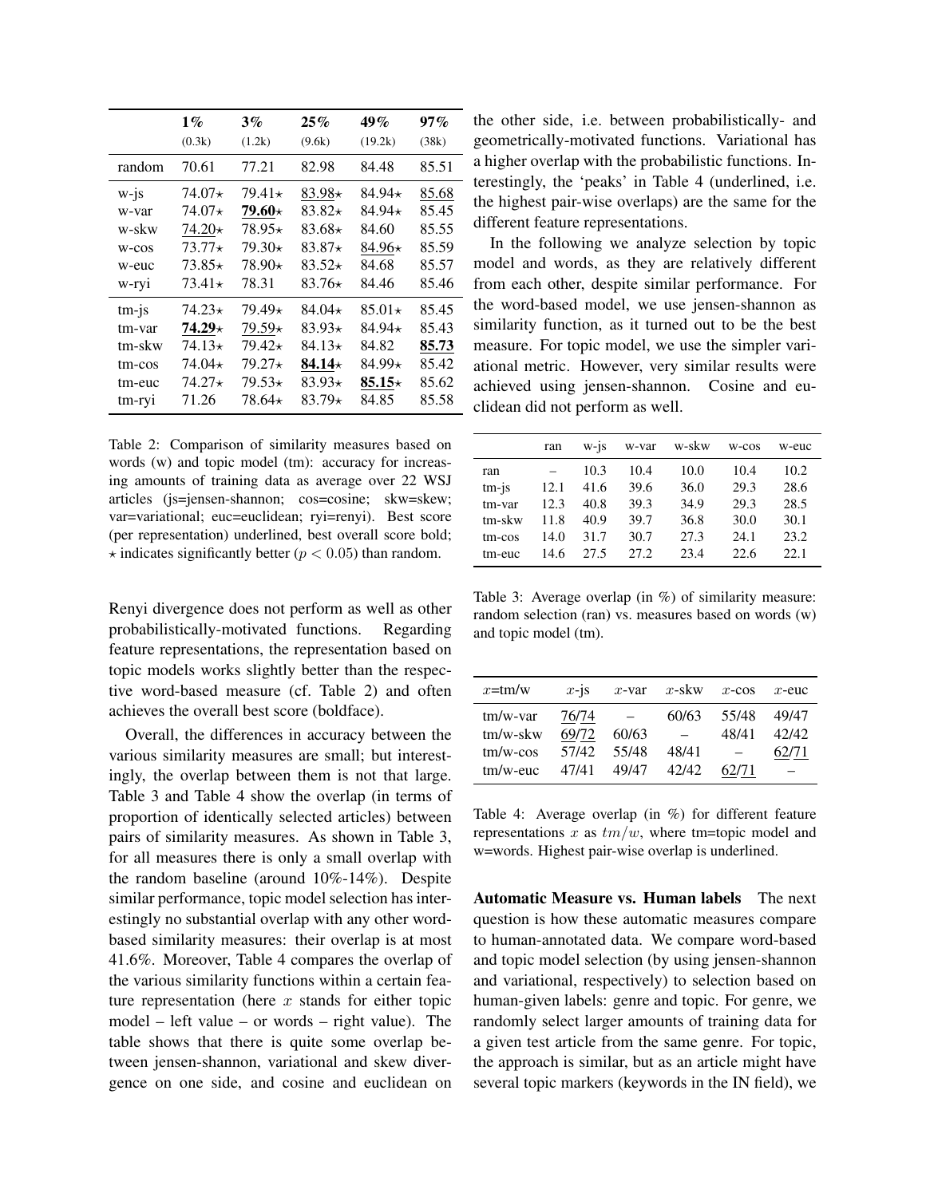| | **1%** (0.3k) | **3%** (1.2k) | **25%** (9.6k) | **49%** (19.2k) | **97%** (38k) |
|---|---|---|---|---|---|
| random | 70.61 | 77.21 | 82.98 | 84.48 | 85.51 |
| w-js | 74.07⋆ | 79.41⋆ | <u>83.98</u>⋆ | 84.94⋆ | <u>85.68</u> |
| w-var | 74.07⋆ | **<u>79.60</u>**⋆ | 83.82⋆ | 84.94⋆ | 85.45 |
| w-skw | <u>74.20</u>⋆ | 78.95⋆ | 83.68⋆ | 84.60 | 85.55 |
| w-cos | 73.77⋆ | 79.30⋆ | 83.87⋆ | <u>84.96</u>⋆ | 85.59 |
| w-euc | 73.85⋆ | 78.90⋆ | 83.52⋆ | 84.68 | 85.57 |
| w-ryi | 73.41⋆ | 78.31 | 83.76⋆ | 84.46 | 85.46 |
| tm-js | 74.23⋆ | 79.49⋆ | 84.04⋆ | 85.01⋆ | 85.45 |
| tm-var | **<u>74.29</u>**⋆ | <u>79.59</u>⋆ | 83.93⋆ | 84.94⋆ | 85.43 |
| tm-skw | 74.13⋆ | 79.42⋆ | 84.13⋆ | 84.82 | **<u>85.73</u>** |
| tm-cos | 74.04⋆ | 79.27⋆ | **<u>84.14</u>**⋆ | 84.99⋆ | 85.42 |
| tm-euc | 74.27⋆ | 79.53⋆ | 83.93⋆ | **<u>85.15</u>**⋆ | 85.62 |
| tm-ryi | 71.26 | 78.64⋆ | 83.79⋆ | 84.85 | 85.58 |

Table 2: Comparison of similarity measures based on words (w) and topic model (tm): accuracy for increasing amounts of training data as average over 22 WSJ articles (js=jensen-shannon; cos=cosine; skw=skew; var=variational; euc=euclidean; ryi=renyi). Best score (per representation) underlined, best overall score bold; ⋆ indicates significantly better ($p < 0.05$) than random.

Renyi divergence does not perform as well as other probabilistically-motivated functions. Regarding feature representations, the representation based on topic models works slightly better than the respective word-based measure (cf. Table 2) and often achieves the overall best score (boldface).

Overall, the differences in accuracy between the various similarity measures are small; but interestingly, the overlap between them is not that large. Table 3 and Table 4 show the overlap (in terms of proportion of identically selected articles) between pairs of similarity measures. As shown in Table 3, for all measures there is only a small overlap with the random baseline (around 10%-14%). Despite similar performance, topic model selection has interestingly no substantial overlap with any other word-based similarity measures: their overlap is at most 41.6%. Moreover, Table 4 compares the overlap of the various similarity functions within a certain feature representation (here $x$ stands for either topic model – left value – or words – right value). The table shows that there is quite some overlap between jensen-shannon, variational and skew divergence on one side, and cosine and euclidean on the other side, i.e. between probabilistically- and geometrically-motivated functions. Variational has a higher overlap with the probabilistic functions. Interestingly, the 'peaks' in Table 4 (underlined, i.e. the highest pair-wise overlaps) are the same for the different feature representations.

In the following we analyze selection by topic model and words, as they are relatively different from each other, despite similar performance. For the word-based model, we use jensen-shannon as similarity function, as it turned out to be the best measure. For topic model, we use the simpler variational metric. However, very similar results were achieved using jensen-shannon. Cosine and euclidean did not perform as well.

| | ran | w-js | w-var | w-skw | w-cos | w-euc |
|---|---|---|---|---|---|---|
| ran | – | 10.3 | 10.4 | 10.0 | 10.4 | 10.2 |
| tm-js | 12.1 | 41.6 | 39.6 | 36.0 | 29.3 | 28.6 |
| tm-var | 12.3 | 40.8 | 39.3 | 34.9 | 29.3 | 28.5 |
| tm-skw | 11.8 | 40.9 | 39.7 | 36.8 | 30.0 | 30.1 |
| tm-cos | 14.0 | 31.7 | 30.7 | 27.3 | 24.1 | 23.2 |
| tm-euc | 14.6 | 27.5 | 27.2 | 23.4 | 22.6 | 22.1 |

Table 3: Average overlap (in %) of similarity measure: random selection (ran) vs. measures based on words (w) and topic model (tm).

| $x$=tm/w | $x$-js | $x$-var | $x$-skw | $x$-cos | $x$-euc |
|---|---|---|---|---|---|
| tm/w-var | <u>76/74</u> | – | 60/63 | 55/48 | 49/47 |
| tm/w-skw | <u>69/72</u> | 60/63 | – | 48/41 | 42/42 |
| tm/w-cos | 57/42 | 55/48 | 48/41 | – | <u>62/71</u> |
| tm/w-euc | 47/41 | 49/47 | 42/42 | <u>62/71</u> | – |

Table 4: Average overlap (in %) for different feature representations $x$ as $tm/w$, where tm=topic model and w=words. Highest pair-wise overlap is underlined.

**Automatic Measure vs. Human labels** The next question is how these automatic measures compare to human-annotated data. We compare word-based and topic model selection (by using jensen-shannon and variational, respectively) to selection based on human-given labels: genre and topic. For genre, we randomly select larger amounts of training data for a given test article from the same genre. For topic, the approach is similar, but as an article might have several topic markers (keywords in the IN field), we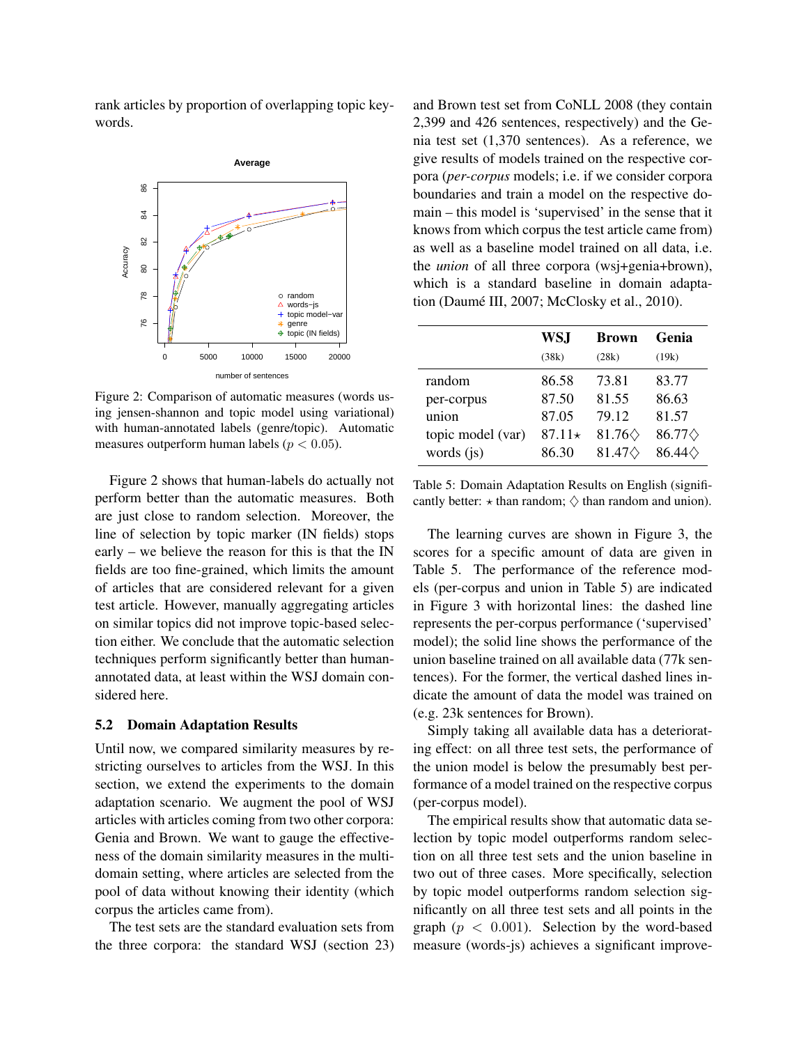rank articles by proportion of overlapping topic keywords.

Average

Accuracy

76 78 80 82 84 86

0 5000 10000 15000 20000

number of sentences

random
words−js
topic model−var
genre
topic (IN fields)

Figure 2: Comparison of automatic measures (words using jensen-shannon and topic model using variational) with human-annotated labels (genre/topic). Automatic measures outperform human labels ($p < 0.05$).

Figure 2 shows that human-labels do actually not perform better than the automatic measures. Both are just close to random selection. Moreover, the line of selection by topic marker (IN fields) stops early – we believe the reason for this is that the IN fields are too fine-grained, which limits the amount of articles that are considered relevant for a given test article. However, manually aggregating articles on similar topics did not improve topic-based selection either. We conclude that the automatic selection techniques perform significantly better than human-annotated data, at least within the WSJ domain considered here.

### 5.2 Domain Adaptation Results

Until now, we compared similarity measures by restricting ourselves to articles from the WSJ. In this section, we extend the experiments to the domain adaptation scenario. We augment the pool of WSJ articles with articles coming from two other corpora: Genia and Brown. We want to gauge the effectiveness of the domain similarity measures in the multi-domain setting, where articles are selected from the pool of data without knowing their identity (which corpus the articles came from).

The test sets are the standard evaluation sets from the three corpora: the standard WSJ (section 23) and Brown test set from CoNLL 2008 (they contain 2,399 and 426 sentences, respectively) and the Genia test set (1,370 sentences). As a reference, we give results of models trained on the respective corpora (*per-corpus* models; i.e. if we consider corpora boundaries and train a model on the respective domain – this model is 'supervised' in the sense that it knows from which corpus the test article came from) as well as a baseline model trained on all data, i.e. the *union* of all three corpora (wsj+genia+brown), which is a standard baseline in domain adaptation (Daumé III, 2007; McClosky et al., 2010).

| | **WSJ** (38k) | **Brown** (28k) | **Genia** (19k) |
|---|---|---|---|
| random | 86.58 | 73.81 | 83.77 |
| per-corpus | 87.50 | 81.55 | 86.63 |
| union | 87.05 | 79.12 | 81.57 |
| topic model (var) | 87.11⋆ | 81.76♢ | 86.77♢ |
| words (js) | 86.30 | 81.47♢ | 86.44♢ |

Table 5: Domain Adaptation Results on English (significantly better: ⋆ than random; ♢ than random and union).

The learning curves are shown in Figure 3, the scores for a specific amount of data are given in Table 5. The performance of the reference models (per-corpus and union in Table 5) are indicated in Figure 3 with horizontal lines: the dashed line represents the per-corpus performance ('supervised' model); the solid line shows the performance of the union baseline trained on all available data (77k sentences). For the former, the vertical dashed lines indicate the amount of data the model was trained on (e.g. 23k sentences for Brown).

Simply taking all available data has a deteriorating effect: on all three test sets, the performance of the union model is below the presumably best performance of a model trained on the respective corpus (per-corpus model).

The empirical results show that automatic data selection by topic model outperforms random selection on all three test sets and the union baseline in two out of three cases. More specifically, selection by topic model outperforms random selection significantly on all three test sets and all points in the graph ($p < 0.001$). Selection by the word-based measure (words-js) achieves a significant improve-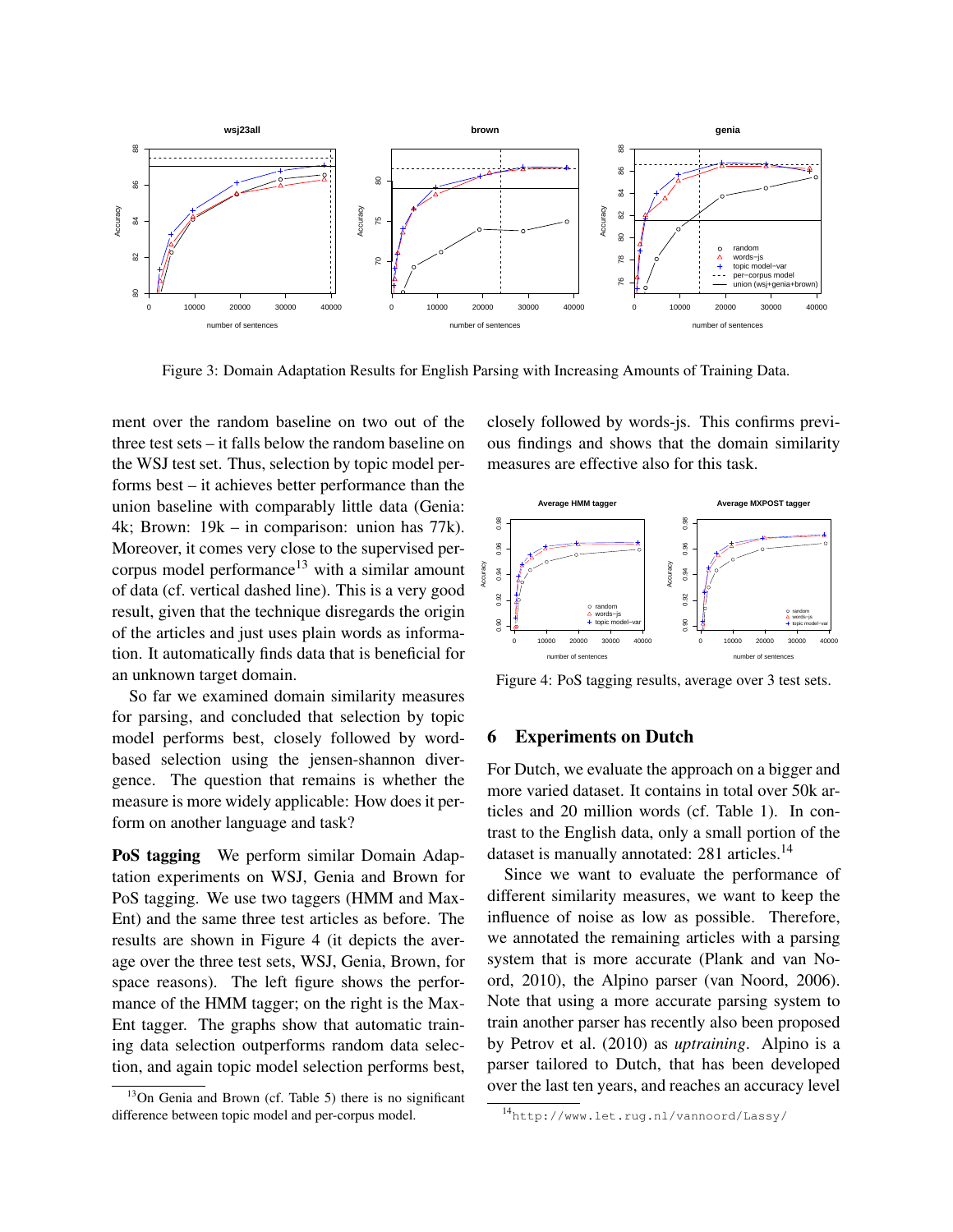wsj23all

88
86
84
82
80

Accuracy

0 10000 20000 30000 40000

number of sentences

brown

80
75
70

Accuracy

0 10000 20000 30000 40000

number of sentences

genia

88
86
84
82
80
78
76

Accuracy

0 10000 20000 30000 40000

number of sentences

random
words−js
topic model−var
per−corpus model
union (wsj+genia+brown)

Figure 3: Domain Adaptation Results for English Parsing with Increasing Amounts of Training Data.

ment over the random baseline on two out of the three test sets – it falls below the random baseline on the WSJ test set. Thus, selection by topic model performs best – it achieves better performance than the union baseline with comparably little data (Genia: 4k; Brown: 19k – in comparison: union has 77k). Moreover, it comes very close to the supervised per-corpus model performance[13] with a similar amount of data (cf. vertical dashed line). This is a very good result, given that the technique disregards the origin of the articles and just uses plain words as information. It automatically finds data that is beneficial for an unknown target domain.

So far we examined domain similarity measures for parsing, and concluded that selection by topic model performs best, closely followed by word-based selection using the jensen-shannon divergence. The question that remains is whether the measure is more widely applicable: How does it perform on another language and task?

**PoS tagging** We perform similar Domain Adaptation experiments on WSJ, Genia and Brown for PoS tagging. We use two taggers (HMM and MaxEnt) and the same three test articles as before. The results are shown in Figure 4 (it depicts the average over the three test sets, WSJ, Genia, Brown, for space reasons). The left figure shows the performance of the HMM tagger; on the right is the MaxEnt tagger. The graphs show that automatic training data selection outperforms random data selection, and again topic model selection performs best, closely followed by words-js. This confirms previous findings and shows that the domain similarity measures are effective also for this task.

Average HMM tagger

0.98
0.96
0.94
0.92
0.90

Accuracy

0 10000 20000 30000 40000

number of sentences

random
words−js
topic model−var

Average MXPOST tagger

0.98
0.96
0.94
0.92
0.90

Accuracy

0 10000 20000 30000 40000

number of sentences

random
words−js
topic model−var

Figure 4: PoS tagging results, average over 3 test sets.

## 6 Experiments on Dutch

For Dutch, we evaluate the approach on a bigger and more varied dataset. It contains in total over 50k articles and 20 million words (cf. Table 1). In contrast to the English data, only a small portion of the dataset is manually annotated: 281 articles.[14]

Since we want to evaluate the performance of different similarity measures, we want to keep the influence of noise as low as possible. Therefore, we annotated the remaining articles with a parsing system that is more accurate (Plank and van Noord, 2010), the Alpino parser (van Noord, 2006). Note that using a more accurate parsing system to train another parser has recently also been proposed by Petrov et al. (2010) as *uptraining*. Alpino is a parser tailored to Dutch, that has been developed over the last ten years, and reaches an accuracy level

[13] On Genia and Brown (cf. Table 5) there is no significant difference between topic model and per-corpus model.

[14] http://www.let.rug.nl/vannoord/Lassy/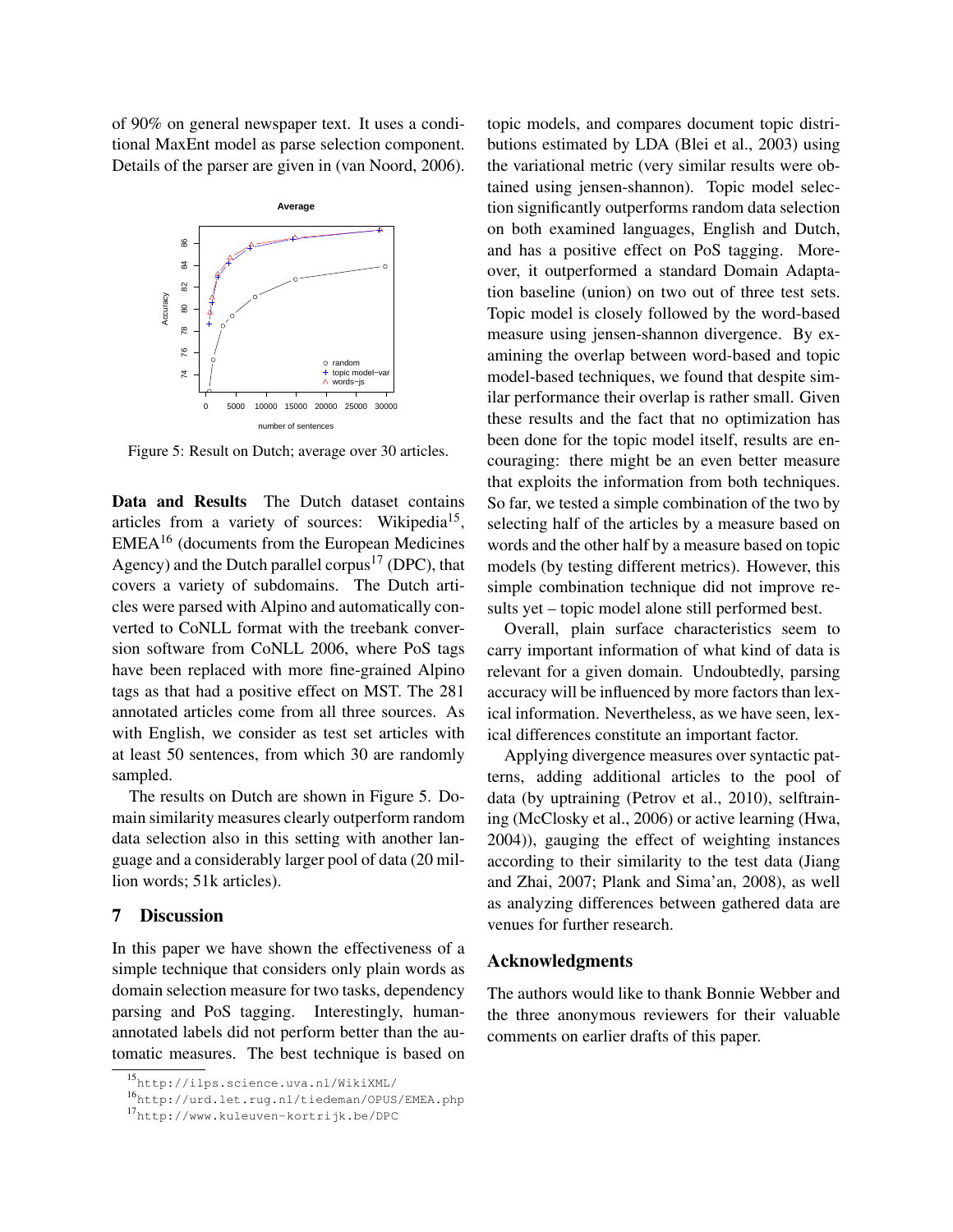of 90% on general newspaper text. It uses a conditional MaxEnt model as parse selection component. Details of the parser are given in (van Noord, 2006).

Average

Accuracy

74
76
78
80
82
84
86

0 5000 10000 15000 20000 25000 30000

number of sentences

○ random
+ topic model−var
△ words−js

Figure 5: Result on Dutch; average over 30 articles.

**Data and Results** The Dutch dataset contains articles from a variety of sources: Wikipedia[15], EMEA[16] (documents from the European Medicines Agency) and the Dutch parallel corpus[17] (DPC), that covers a variety of subdomains. The Dutch articles were parsed with Alpino and automatically converted to CoNLL format with the treebank conversion software from CoNLL 2006, where PoS tags have been replaced with more fine-grained Alpino tags as that had a positive effect on MST. The 281 annotated articles come from all three sources. As with English, we consider as test set articles with at least 50 sentences, from which 30 are randomly sampled.

The results on Dutch are shown in Figure 5. Domain similarity measures clearly outperform random data selection also in this setting with another language and a considerably larger pool of data (20 million words; 51k articles).

## 7 Discussion

In this paper we have shown the effectiveness of a simple technique that considers only plain words as domain selection measure for two tasks, dependency parsing and PoS tagging. Interestingly, human-annotated labels did not perform better than the automatic measures. The best technique is based on topic models, and compares document topic distributions estimated by LDA (Blei et al., 2003) using the variational metric (very similar results were obtained using jensen-shannon). Topic model selection significantly outperforms random data selection on both examined languages, English and Dutch, and has a positive effect on PoS tagging. Moreover, it outperformed a standard Domain Adaptation baseline (union) on two out of three test sets. Topic model is closely followed by the word-based measure using jensen-shannon divergence. By examining the overlap between word-based and topic model-based techniques, we found that despite similar performance their overlap is rather small. Given these results and the fact that no optimization has been done for the topic model itself, results are encouraging: there might be an even better measure that exploits the information from both techniques. So far, we tested a simple combination of the two by selecting half of the articles by a measure based on words and the other half by a measure based on topic models (by testing different metrics). However, this simple combination technique did not improve results yet – topic model alone still performed best.

Overall, plain surface characteristics seem to carry important information of what kind of data is relevant for a given domain. Undoubtedly, parsing accuracy will be influenced by more factors than lexical information. Nevertheless, as we have seen, lexical differences constitute an important factor.

Applying divergence measures over syntactic patterns, adding additional articles to the pool of data (by uptraining (Petrov et al., 2010), selftraining (McClosky et al., 2006) or active learning (Hwa, 2004)), gauging the effect of weighting instances according to their similarity to the test data (Jiang and Zhai, 2007; Plank and Sima'an, 2008), as well as analyzing differences between gathered data are venues for further research.

## Acknowledgments

The authors would like to thank Bonnie Webber and the three anonymous reviewers for their valuable comments on earlier drafts of this paper.

---

[15] http://ilps.science.uva.nl/WikiXML/

[16] http://urd.let.rug.nl/tiedeman/OPUS/EMEA.php

[17] http://www.kuleuven-kortrijk.be/DPC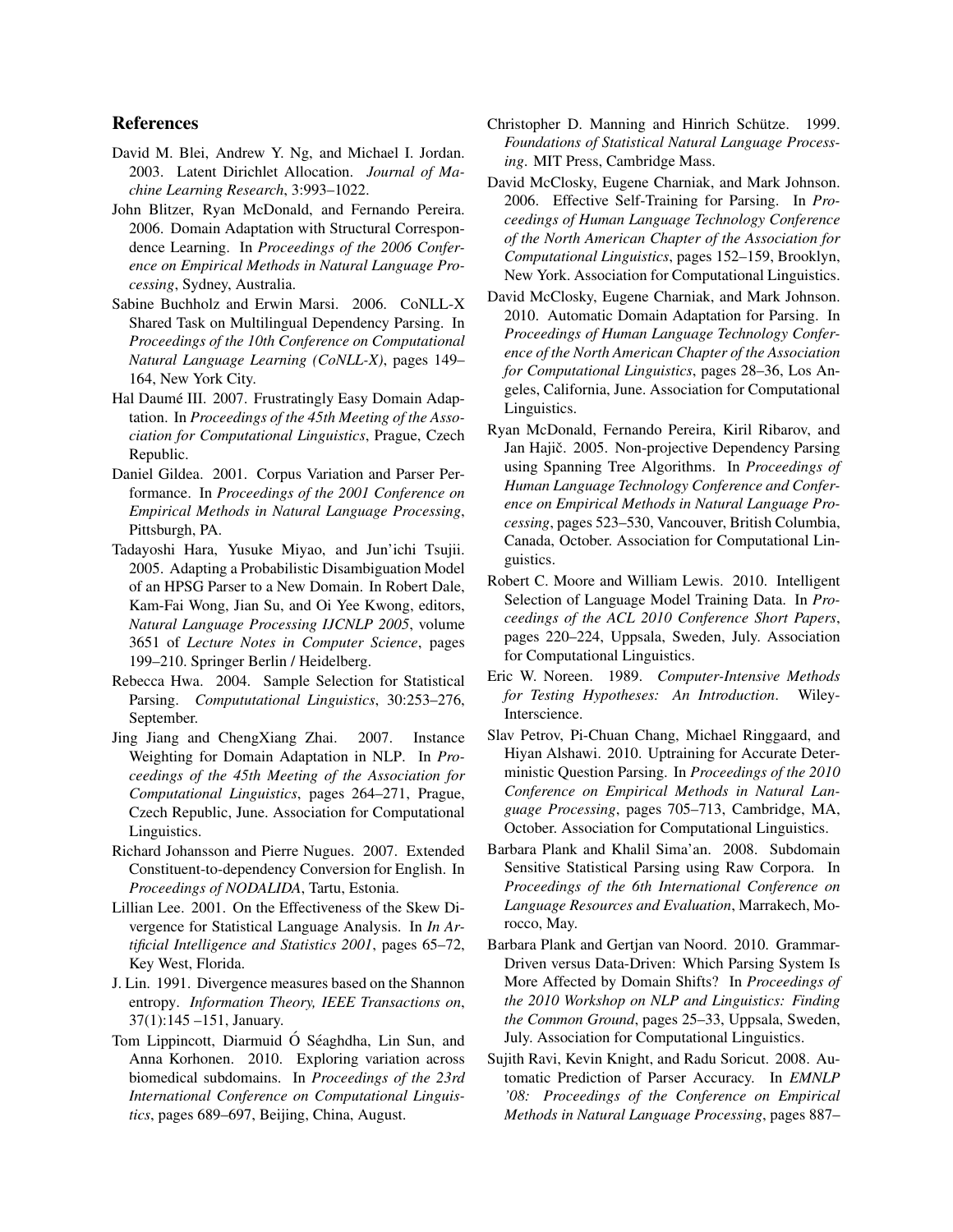## References

David M. Blei, Andrew Y. Ng, and Michael I. Jordan. 2003. Latent Dirichlet Allocation. *Journal of Machine Learning Research*, 3:993–1022.

John Blitzer, Ryan McDonald, and Fernando Pereira. 2006. Domain Adaptation with Structural Correspondence Learning. In *Proceedings of the 2006 Conference on Empirical Methods in Natural Language Processing*, Sydney, Australia.

Sabine Buchholz and Erwin Marsi. 2006. CoNLL-X Shared Task on Multilingual Dependency Parsing. In *Proceedings of the 10th Conference on Computational Natural Language Learning (CoNLL-X)*, pages 149–164, New York City.

Hal Daumé III. 2007. Frustratingly Easy Domain Adaptation. In *Proceedings of the 45th Meeting of the Association for Computational Linguistics*, Prague, Czech Republic.

Daniel Gildea. 2001. Corpus Variation and Parser Performance. In *Proceedings of the 2001 Conference on Empirical Methods in Natural Language Processing*, Pittsburgh, PA.

Tadayoshi Hara, Yusuke Miyao, and Jun'ichi Tsujii. 2005. Adapting a Probabilistic Disambiguation Model of an HPSG Parser to a New Domain. In Robert Dale, Kam-Fai Wong, Jian Su, and Oi Yee Kwong, editors, *Natural Language Processing IJCNLP 2005*, volume 3651 of *Lecture Notes in Computer Science*, pages 199–210. Springer Berlin / Heidelberg.

Rebecca Hwa. 2004. Sample Selection for Statistical Parsing. *Computational Linguistics*, 30:253–276, September.

Jing Jiang and ChengXiang Zhai. 2007. Instance Weighting for Domain Adaptation in NLP. In *Proceedings of the 45th Meeting of the Association for Computational Linguistics*, pages 264–271, Prague, Czech Republic, June. Association for Computational Linguistics.

Richard Johansson and Pierre Nugues. 2007. Extended Constituent-to-dependency Conversion for English. In *Proceedings of NODALIDA*, Tartu, Estonia.

Lillian Lee. 2001. On the Effectiveness of the Skew Divergence for Statistical Language Analysis. In *In Artificial Intelligence and Statistics 2001*, pages 65–72, Key West, Florida.

J. Lin. 1991. Divergence measures based on the Shannon entropy. *Information Theory, IEEE Transactions on*, 37(1):145 –151, January.

Tom Lippincott, Diarmuid Ó Séaghdha, Lin Sun, and Anna Korhonen. 2010. Exploring variation across biomedical subdomains. In *Proceedings of the 23rd International Conference on Computational Linguistics*, pages 689–697, Beijing, China, August.

Christopher D. Manning and Hinrich Schütze. 1999. *Foundations of Statistical Natural Language Processing*. MIT Press, Cambridge Mass.

David McClosky, Eugene Charniak, and Mark Johnson. 2006. Effective Self-Training for Parsing. In *Proceedings of Human Language Technology Conference of the North American Chapter of the Association for Computational Linguistics*, pages 152–159, Brooklyn, New York. Association for Computational Linguistics.

David McClosky, Eugene Charniak, and Mark Johnson. 2010. Automatic Domain Adaptation for Parsing. In *Proceedings of Human Language Technology Conference of the North American Chapter of the Association for Computational Linguistics*, pages 28–36, Los Angeles, California, June. Association for Computational Linguistics.

Ryan McDonald, Fernando Pereira, Kiril Ribarov, and Jan Hajič. 2005. Non-projective Dependency Parsing using Spanning Tree Algorithms. In *Proceedings of Human Language Technology Conference and Conference on Empirical Methods in Natural Language Processing*, pages 523–530, Vancouver, British Columbia, Canada, October. Association for Computational Linguistics.

Robert C. Moore and William Lewis. 2010. Intelligent Selection of Language Model Training Data. In *Proceedings of the ACL 2010 Conference Short Papers*, pages 220–224, Uppsala, Sweden, July. Association for Computational Linguistics.

Eric W. Noreen. 1989. *Computer-Intensive Methods for Testing Hypotheses: An Introduction*. Wiley-Interscience.

Slav Petrov, Pi-Chuan Chang, Michael Ringgaard, and Hiyan Alshawi. 2010. Uptraining for Accurate Deterministic Question Parsing. In *Proceedings of the 2010 Conference on Empirical Methods in Natural Language Processing*, pages 705–713, Cambridge, MA, October. Association for Computational Linguistics.

Barbara Plank and Khalil Sima'an. 2008. Subdomain Sensitive Statistical Parsing using Raw Corpora. In *Proceedings of the 6th International Conference on Language Resources and Evaluation*, Marrakech, Morocco, May.

Barbara Plank and Gertjan van Noord. 2010. Grammar-Driven versus Data-Driven: Which Parsing System Is More Affected by Domain Shifts? In *Proceedings of the 2010 Workshop on NLP and Linguistics: Finding the Common Ground*, pages 25–33, Uppsala, Sweden, July. Association for Computational Linguistics.

Sujith Ravi, Kevin Knight, and Radu Soricut. 2008. Automatic Prediction of Parser Accuracy. In *EMNLP '08: Proceedings of the Conference on Empirical Methods in Natural Language Processing*, pages 887–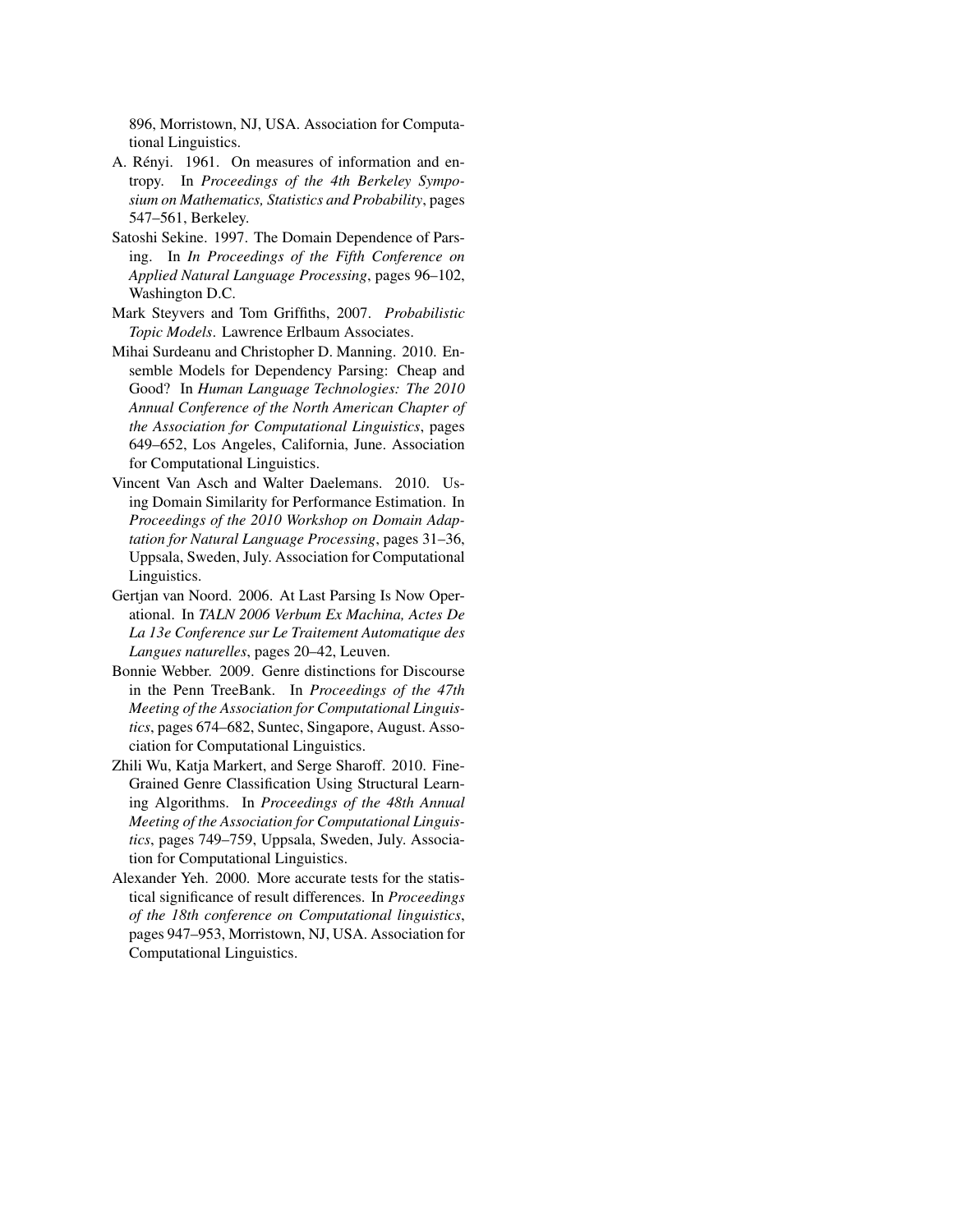896, Morristown, NJ, USA. Association for Computational Linguistics.

A. Rényi. 1961. On measures of information and entropy. In *Proceedings of the 4th Berkeley Symposium on Mathematics, Statistics and Probability*, pages 547–561, Berkeley.

Satoshi Sekine. 1997. The Domain Dependence of Parsing. In *In Proceedings of the Fifth Conference on Applied Natural Language Processing*, pages 96–102, Washington D.C.

Mark Steyvers and Tom Griffiths, 2007. *Probabilistic Topic Models*. Lawrence Erlbaum Associates.

Mihai Surdeanu and Christopher D. Manning. 2010. Ensemble Models for Dependency Parsing: Cheap and Good? In *Human Language Technologies: The 2010 Annual Conference of the North American Chapter of the Association for Computational Linguistics*, pages 649–652, Los Angeles, California, June. Association for Computational Linguistics.

Vincent Van Asch and Walter Daelemans. 2010. Using Domain Similarity for Performance Estimation. In *Proceedings of the 2010 Workshop on Domain Adaptation for Natural Language Processing*, pages 31–36, Uppsala, Sweden, July. Association for Computational Linguistics.

Gertjan van Noord. 2006. At Last Parsing Is Now Operational. In *TALN 2006 Verbum Ex Machina, Actes De La 13e Conference sur Le Traitement Automatique des Langues naturelles*, pages 20–42, Leuven.

Bonnie Webber. 2009. Genre distinctions for Discourse in the Penn TreeBank. In *Proceedings of the 47th Meeting of the Association for Computational Linguistics*, pages 674–682, Suntec, Singapore, August. Association for Computational Linguistics.

Zhili Wu, Katja Markert, and Serge Sharoff. 2010. Fine-Grained Genre Classification Using Structural Learning Algorithms. In *Proceedings of the 48th Annual Meeting of the Association for Computational Linguistics*, pages 749–759, Uppsala, Sweden, July. Association for Computational Linguistics.

Alexander Yeh. 2000. More accurate tests for the statistical significance of result differences. In *Proceedings of the 18th conference on Computational linguistics*, pages 947–953, Morristown, NJ, USA. Association for Computational Linguistics.